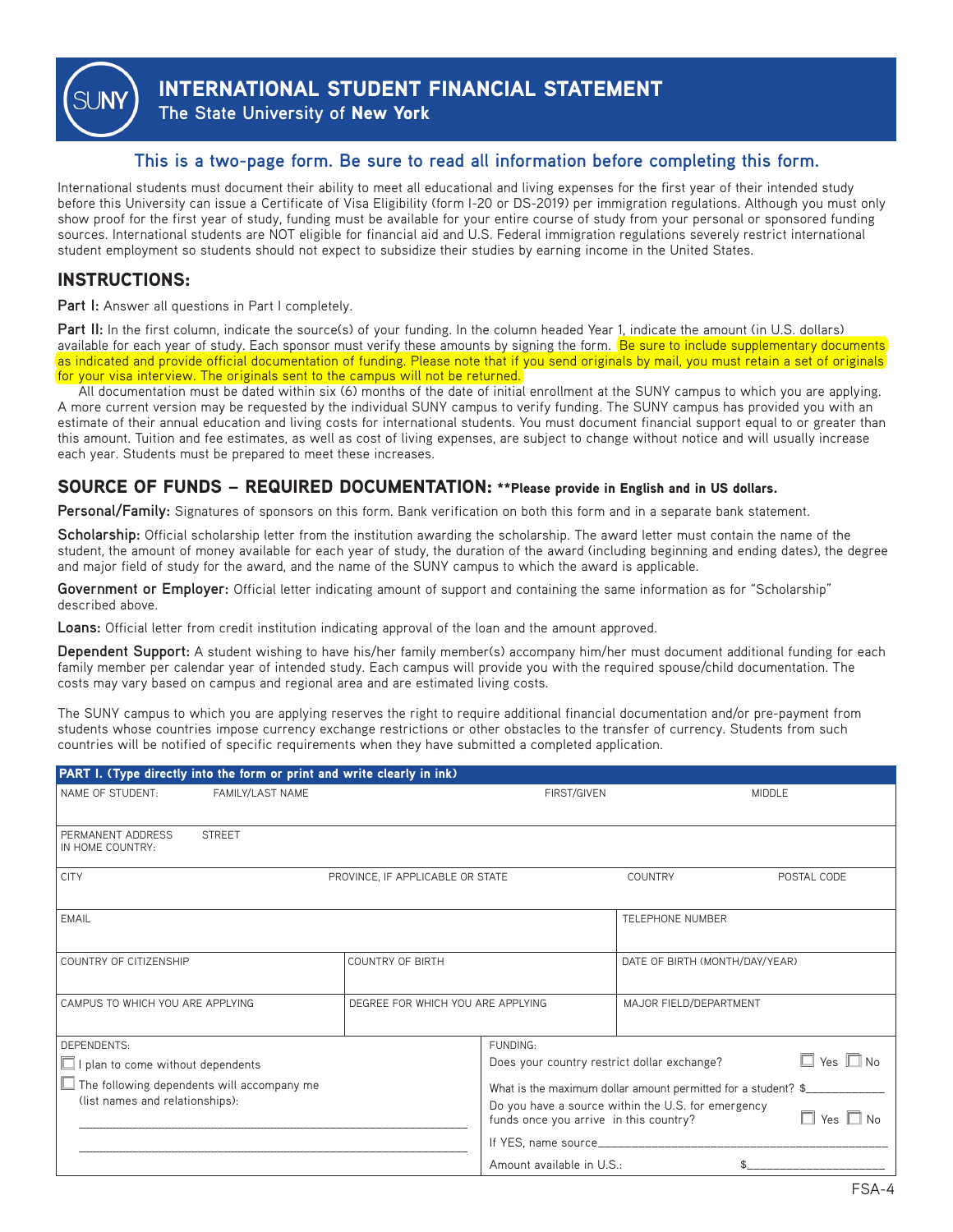# INTERNATIONAL STUDENT FINANCIAL STATEMENT

**The State University of New York**

**This is a two-page form. Be sure to read all information before completing this form.**

International students must document their ability to meet all educational and living expenses for the first year of their intended study before this University can issue a Certificate of Visa Eligibility (form I-20 or DS-2019) per immigration regulations. Although you must only show proof for the first year of study, funding must be available for your entire course of study from your personal or sponsored funding sources. International students are NOT eligible for financial aid and U.S. Federal immigration regulations severely restrict international student employment so students should not expect to subsidize their studies by earning income in the United States.

## INSTRUCTIONS:

**Part I:** Answer all questions in Part I completely.

**Part II:** In the first column, indicate the source(s) of your funding. In the column headed Year 1, indicate the amount (in U.S. dollars) available for each year of study. Each sponsor must verify these amounts by signing the form. Be sure to include supplementary documents as indicated and provide official documentation of funding. Please note that if you send originals by mail, you must retain a set of originals for your visa interview. The originals sent to the campus will not be returned.

All documentation must be dated within six (6) months of the date of initial enrollment at the SUNY campus to which you are applying. A more current version may be requested by the individual SUNY campus to verify funding. The SUNY campus has provided you with an estimate of their annual education and living costs for international students. You must document financial support equal to or greater than this amount. Tuition and fee estimates, as well as cost of living expenses, are subject to change without notice and will usually increase each year. Students must be prepared to meet these increases.

## SOURCE OF FUNDS – REQUIRED DOCUMENTATION: **Please provide in English and in US dollars.

**Personal/Family:** Signatures of sponsors on this form. Bank verification on both this form and in a separate bank statement.

**Scholarship:** Official scholarship letter from the institution awarding the scholarship. The award letter must contain the name of the student, the amount of money available for each year of study, the duration of the award (including beginning and ending dates), the degree and major field of study for the award, and the name of the SUNY campus to which the award is applicable.

**Government or Employer:** Official letter indicating amount of support and containing the same information as for "Scholarship" described above.

**Loans:** Official letter from credit institution indicating approval of the loan and the amount approved.

**Dependent Support:** A student wishing to have his/her family member(s) accompany him/her must document additional funding for each family member per calendar year of intended study. Each campus will provide you with the required spouse/child documentation. The costs may vary based on campus and regional area and are estimated living costs.

The SUNY campus to which you are applying reserves the right to require additional financial documentation and/or pre-payment from students whose countries impose currency exchange restrictions or other obstacles to the transfer of currency. Students from such countries will be notified of specific requirements when they have submitted a completed application.

**PART I. (Type directly into the form or print and write clearly in ink)**

| NAME OF STUDENT: FAMILY/LAST NAME | FIRST/GIVEN | MIDDLE |
|---|---|---|
| | | |

| PERMANENT ADDRESS IN HOME COUNTRY: STREET |
|---|
| |

| CITY | PROVINCE, IF APPLICABLE OR STATE | COUNTRY | POSTAL CODE |
|---|---|---|---|
| | | | |

| EMAIL | TELEPHONE NUMBER |
|---|---|
| | |

| COUNTRY OF CITIZENSHIP | COUNTRY OF BIRTH | DATE OF BIRTH (MONTH/DAY/YEAR) |
|---|---|---|
| | | |

| CAMPUS TO WHICH YOU ARE APPLYING | DEGREE FOR WHICH YOU ARE APPLYING | MAJOR FIELD/DEPARTMENT |
|---|---|---|
| | | |

| DEPENDENTS: | FUNDING: |
|---|---|
| ☐ I plan to come without dependents | Does your country restrict dollar exchange? ☐ Yes ☐ No |
| ☐ The following dependents will accompany me (list names and relationships): | What is the maximum dollar amount permitted for a student? $____________ |
| ________________________________________ | Do you have a source within the U.S. for emergency funds once you arrive in this country? ☐ Yes ☐ No |
| ________________________________________ | If YES, name source________________________________ |
| | Amount available in U.S.: $____________________ |

FSA-4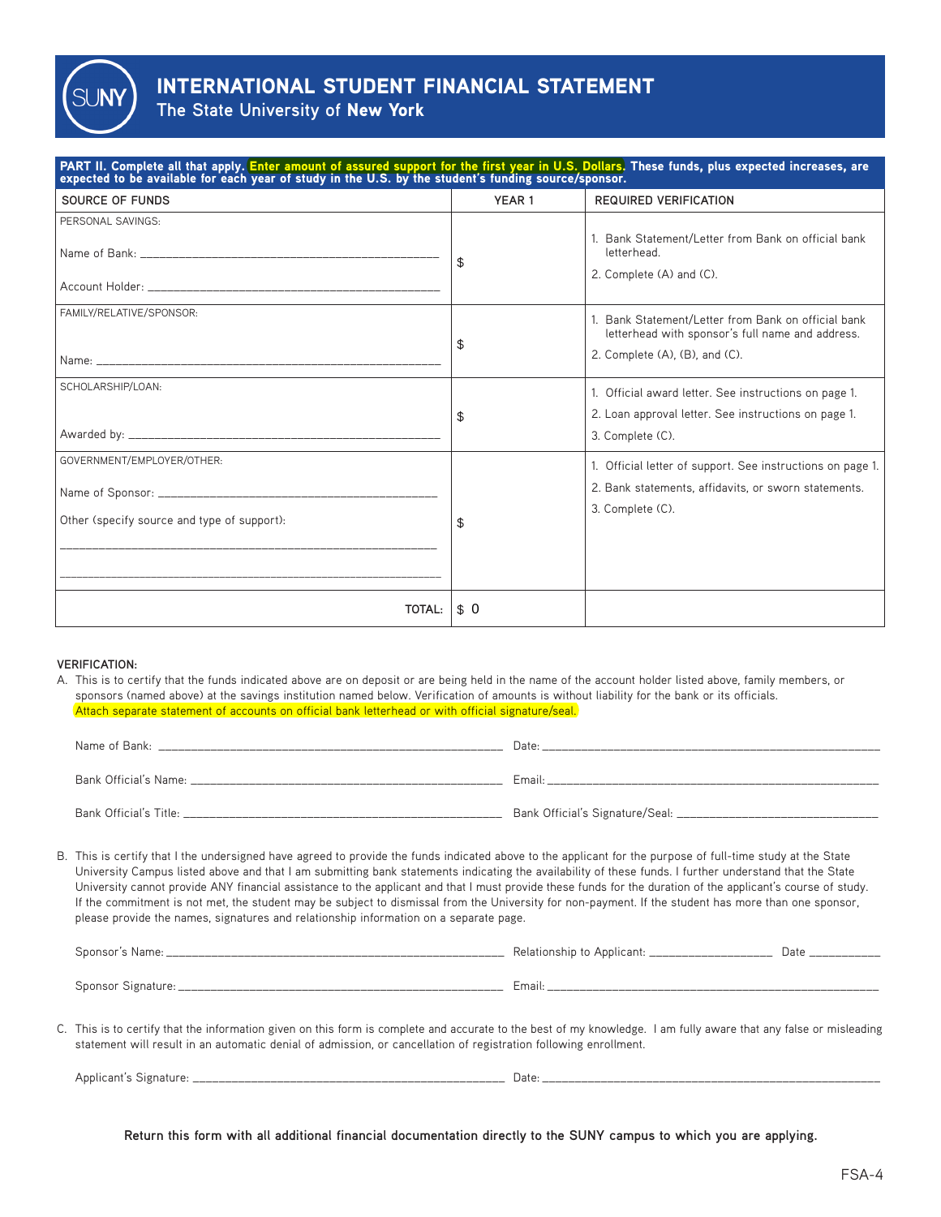# INTERNATIONAL STUDENT FINANCIAL STATEMENT

## The State University of **New York**

**PART II. Complete all that apply. Enter amount of assured support for the first year in U.S. Dollars. These funds, plus expected increases, are expected to be available for each year of study in the U.S. by the student's funding source/sponsor.**

| SOURCE OF FUNDS | YEAR 1 | REQUIRED VERIFICATION |
|---|---|---|
| PERSONAL SAVINGS:<br><br>Name of Bank: ______________________<br><br>Account Holder: ______________________ | $ | 1. Bank Statement/Letter from Bank on official bank letterhead.<br>2. Complete (A) and (C). |
| FAMILY/RELATIVE/SPONSOR:<br><br>Name: ______________________ | $ | 1. Bank Statement/Letter from Bank on official bank letterhead with sponsor's full name and address.<br>2. Complete (A), (B), and (C). |
| SCHOLARSHIP/LOAN:<br><br>Awarded by: ______________________ | $ | 1. Official award letter. See instructions on page 1.<br>2. Loan approval letter. See instructions on page 1.<br>3. Complete (C). |
| GOVERNMENT/EMPLOYER/OTHER:<br><br>Name of Sponsor: ______________________<br><br>Other (specify source and type of support):<br>______________________<br>______________________ | $ | 1. Official letter of support. See instructions on page 1.<br>2. Bank statements, affidavits, or sworn statements.<br>3. Complete (C). |
| **TOTAL:** | $ 0 | |

**VERIFICATION:**

A. This is to certify that the funds indicated above are on deposit or are being held in the name of the account holder listed above, family members, or sponsors (named above) at the savings institution named below. Verification of amounts is without liability for the bank or its officials.
Attach separate statement of accounts on official bank letterhead or with official signature/seal.

Name of Bank: ______________________ Date: ______________________

Bank Official's Name: ______________________ Email: ______________________

Bank Official's Title: ______________________ Bank Official's Signature/Seal: ______________________

B. This is certify that I the undersigned have agreed to provide the funds indicated above to the applicant for the purpose of full-time study at the State University Campus listed above and that I am submitting bank statements indicating the availability of these funds. I further understand that the State University cannot provide ANY financial assistance to the applicant and that I must provide these funds for the duration of the applicant's course of study. If the commitment is not met, the student may be subject to dismissal from the University for non-payment. If the student has more than one sponsor, please provide the names, signatures and relationship information on a separate page.

Sponsor's Name: ______________________ Relationship to Applicant: ______________ Date __________

Sponsor Signature: ______________________ Email: ______________________

C. This is to certify that the information given on this form is complete and accurate to the best of my knowledge. I am fully aware that any false or misleading statement will result in an automatic denial of admission, or cancellation of registration following enrollment.

Applicant's Signature: ______________________ Date: ______________________

**Return this form with all additional financial documentation directly to the SUNY campus to which you are applying.**

FSA-4